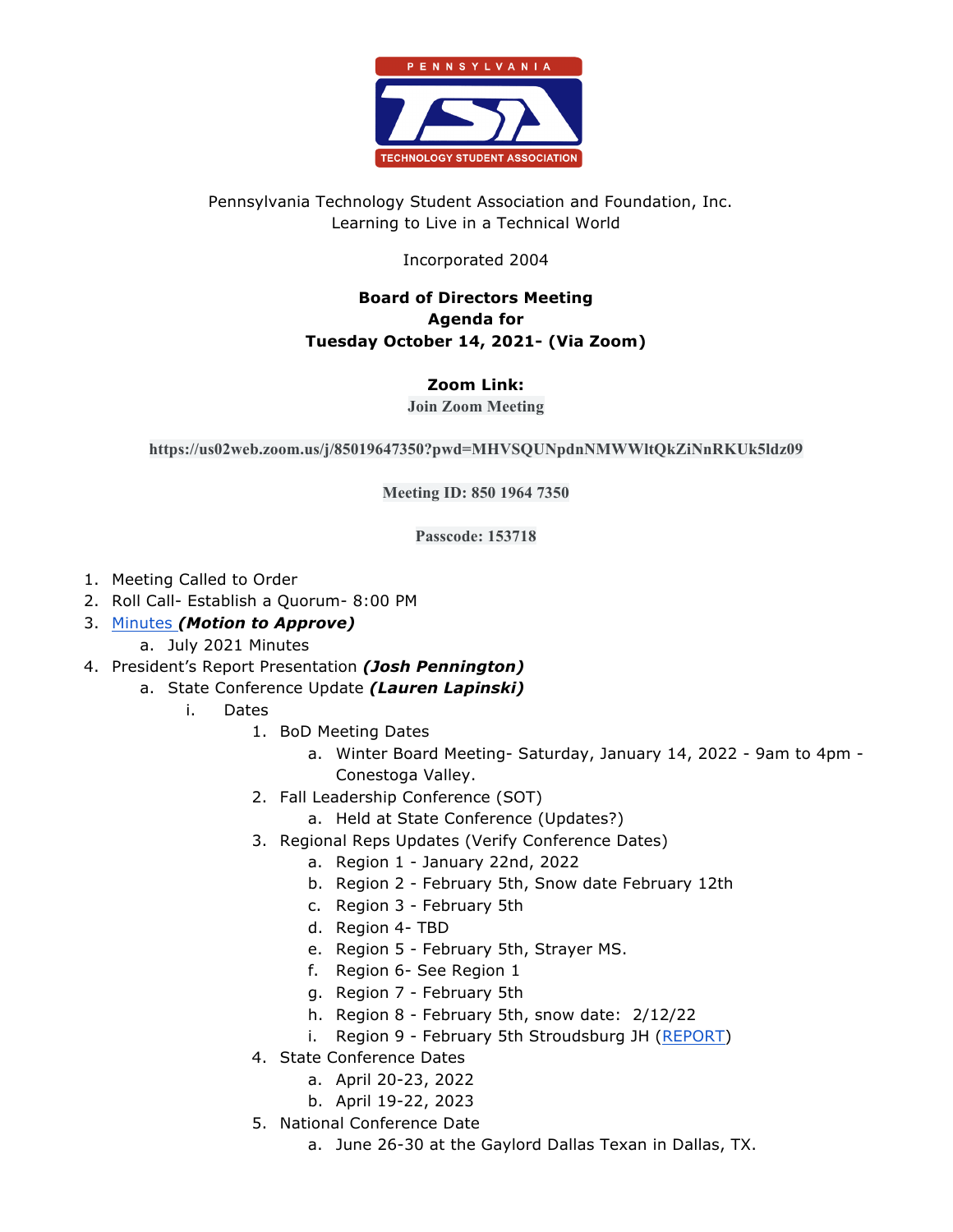Pennsylvania Technology Student Association and Foundation, Inc.
Learning to Live in a Technical World

Incorporated 2004

**Board of Directors Meeting**
**Agenda for**
**Tuesday October 14, 2021- (Via Zoom)**

**Zoom Link:**
**Join Zoom Meeting**

**https://us02web.zoom.us/j/85019647350?pwd=MHVSQUNpdnNMWWltQkZiNnRKUk5ldz09**

**Meeting ID: 850 1964 7350**

**Passcode: 153718**

1. Meeting Called to Order
2. Roll Call- Establish a Quorum- 8:00 PM
3. Minutes ***(Motion to Approve)***
    a. July 2021 Minutes
4. President's Report Presentation ***(Josh Pennington)***
    a. State Conference Update ***(Lauren Lapinski)***
        i. Dates
            1. BoD Meeting Dates
                a. Winter Board Meeting- Saturday, January 14, 2022 - 9am to 4pm - Conestoga Valley.
            2. Fall Leadership Conference (SOT)
                a. Held at State Conference (Updates?)
            3. Regional Reps Updates (Verify Conference Dates)
                a. Region 1 - January 22nd, 2022
                b. Region 2 - February 5th, Snow date February 12th
                c. Region 3 - February 5th
                d. Region 4- TBD
                e. Region 5 - February 5th, Strayer MS.
                f. Region 6- See Region 1
                g. Region 7 - February 5th
                h. Region 8 - February 5th, snow date: 2/12/22
                i. Region 9 - February 5th Stroudsburg JH (REPORT)
            4. State Conference Dates
                a. April 20-23, 2022
                b. April 19-22, 2023
            5. National Conference Date
                a. June 26-30 at the Gaylord Dallas Texan in Dallas, TX.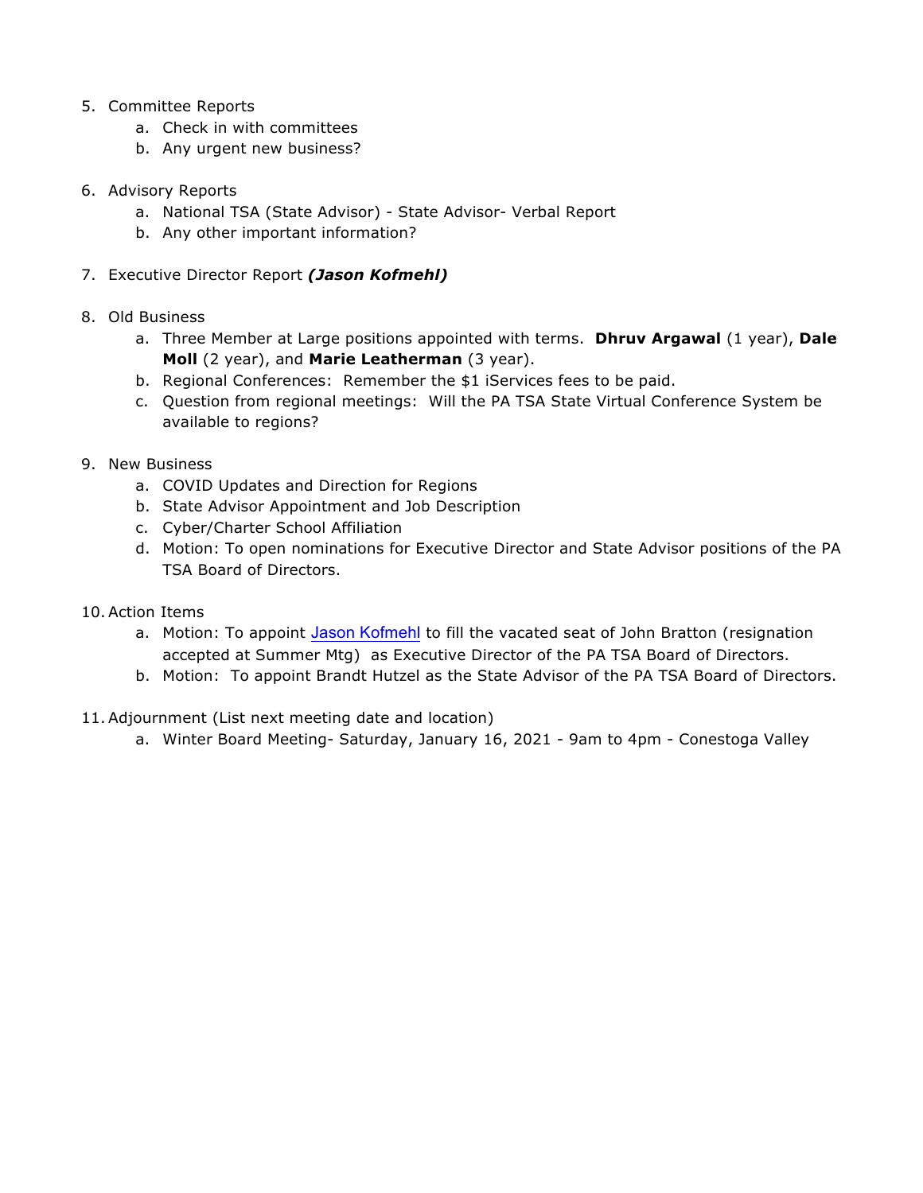5. Committee Reports
    a. Check in with committees
    b. Any urgent new business?

6. Advisory Reports
    a. National TSA (State Advisor) - State Advisor- Verbal Report
    b. Any other important information?

7. Executive Director Report ***(Jason Kofmehl)***

8. Old Business
    a. Three Member at Large positions appointed with terms. **Dhruv Argawal** (1 year), **Dale Moll** (2 year), and **Marie Leatherman** (3 year).
    b. Regional Conferences: Remember the $1 iServices fees to be paid.
    c. Question from regional meetings: Will the PA TSA State Virtual Conference System be available to regions?

9. New Business
    a. COVID Updates and Direction for Regions
    b. State Advisor Appointment and Job Description
    c. Cyber/Charter School Affiliation
    d. Motion: To open nominations for Executive Director and State Advisor positions of the PA TSA Board of Directors.

10. Action Items
    a. Motion: To appoint Jason Kofmehl to fill the vacated seat of John Bratton (resignation accepted at Summer Mtg) as Executive Director of the PA TSA Board of Directors.
    b. Motion: To appoint Brandt Hutzel as the State Advisor of the PA TSA Board of Directors.

11. Adjournment (List next meeting date and location)
    a. Winter Board Meeting- Saturday, January 16, 2021 - 9am to 4pm - Conestoga Valley